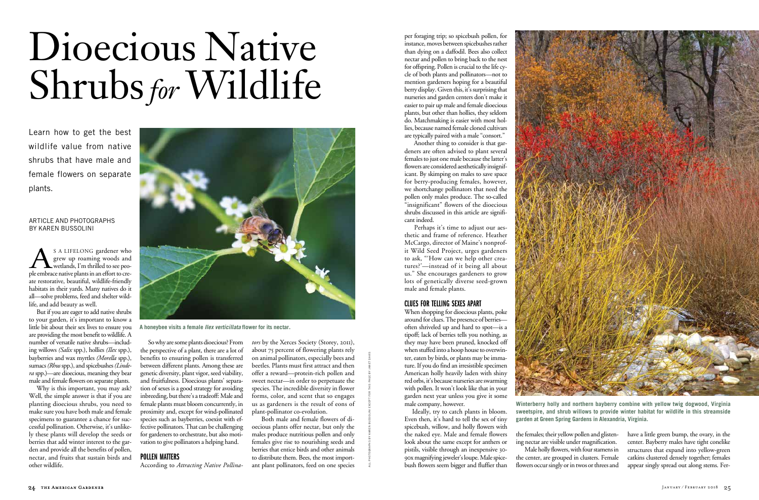# Dioecious Native Shrubs *for* Wildlife

Learn how to get the best wildlife value from native shrubs that have male and female flowers on separate plants.

ARTICLE AND PHOTOGRAPHS BY KAREN BUSSOLINI

As a lifelong gardener who grew up roaming woods and wetlands, I'm thrilled to see people embrace native plants in an effort to create restorative, beautiful, wildlife-friendly habitats in their yards. Many natives do it all—solve problems, feed and shelter wildlife, and add beauty as well.

But if you are eager to add native shrubs to your garden, it's important to know a little bit about their sex lives to ensure you are providing the most benefit to wildlife. A number of versatile native shrubs—including willows *(Salix* spp.), hollies *(Ilex* spp.), bayberries and wax myrtles *(Morella* spp.), sumacs *(Rhus* spp.), and spicebushes *(Lindera* spp.)—are dioecious, meaning they bear male and female flowers on separate plants.

Why is this important, you may ask? Well, the simple answer is that if you are planting dioecious shrubs, you need to make sure you have both male and female specimens to guarantee a chance for successful pollination. Otherwise, it's unlikely these plants will develop the seeds or berries that add winter interest to the garden and provide all the benefits of pollen, nectar, and fruits that sustain birds and other wildlife.

A honeybee visits a female *Ilex verticillata* flower for its nectar.

So why are some plants dioecious? From the perspective of a plant, there are a lot of benefits to ensuring pollen is transferred between different plants. Among these are genetic diversity, plant vigor, seed viability, and fruitfulness. Dioecious plants' separation of sexes is a good strategy for avoiding inbreeding, but there's a tradeoff: Male and female plants must bloom concurrently, in proximity and, except for wind-pollinated species such as bayberries, coexist with effective pollinators. That can be challenging for gardeners to orchestrate, but also motivation to give pollinators a helping hand.

## POLLEN MATTERS

According to *Attracting Native Pollinators* by the Xerces Society (Storey, 2011), about 75 percent of flowering plants rely on animal pollinators, especially bees and beetles. Plants must first attract and then offer a reward—protein-rich pollen and sweet nectar—in order to perpetuate the species. The incredible diversity in flower forms, color, and scent that so engages us as gardeners is the result of eons of plant-pollinator co-evolution.

Both male and female flowers of dioecious plants offer nectar, but only the males produce nutritious pollen and only females give rise to nourishing seeds and berries that entice birds and other animals to distribute them. Bees, the most important plant pollinators, feed on one species per foraging trip; so spicebush pollen, for instance, moves between spicebushes rather than dying on a daffodil. Bees also collect nectar and pollen to bring back to the nest for offspring. Pollen is crucial to the life cycle of both plants and pollinators—not to mention gardeners hoping for a beautiful berry display. Given this, it's surprising that nurseries and garden centers don't make it easier to pair up male and female dioecious plants, but other than hollies, they seldom do. Matchmaking is easier with most hollies, because named female cloned cultivars are typically paired with a male "consort."

Another thing to consider is that gardeners are often advised to plant several females to just one male because the latter's flowers are considered aesthetically insignificant. By skimping on males to save space for berry-producing females, however, we shortchange pollinators that need the pollen only males produce. The so-called "insignificant" flowers of the dioecious shrubs discussed in this article are significant indeed.

Perhaps it's time to adjust our aesthetic and frame of reference. Heather McCargo, director of Maine's nonprofit Wild Seed Project, urges gardeners to ask, "'How can we help other creatures?'—instead of it being all about us." She encourages gardeners to grow lots of genetically diverse seed-grown male and female plants.

## CLUES FOR TELLING SEXES APART

When shopping for dioecious plants, poke around for clues. The presence of berries—often shriveled up and hard to spot—is a tipoff; lack of berries tells you nothing, as they may have been pruned, knocked off when stuffed into a hoop house to overwinter, eaten by birds, or plants may be immature. If you do find an irresistible specimen American holly heavily laden with shiny red orbs, it's because nurseries are swarming with pollen. It won't look like that in your garden next year unless you give it some male company, however.

Ideally, try to catch plants in bloom. Even then, it's hard to tell the sex of tiny spicebush, willow, and holly flowers with the naked eye. Male and female flowers look about the same except for anthers or pistils, visible through an inexpensive 30-90x magnifying jeweler's loupe. Male spicebush flowers seem bigger and fluffier than the females; their yellow pollen and glistening nectar are visible under magnification.

Male holly flowers, with four stamens in the center, are grouped in clusters. Female flowers occur singly or in twos or threes and have a little green bump, the ovary, in the center. Bayberry males have tight conelike catkins clustered densely together; females appear singly spread out along stems. Fer-

Winterberry holly and northern bayberry combine with yellow twig dogwood, Virginia sweetspire, and shrub willows to provide winter habitat for wildlife in this streamside garden at Green Spring Gardens in Alexandria, Virginia.

ALL PHOTOGRAPHS BY KAREN BUSSOLINI EXCEPT FOR THIS PAGE BY JANET DAVIS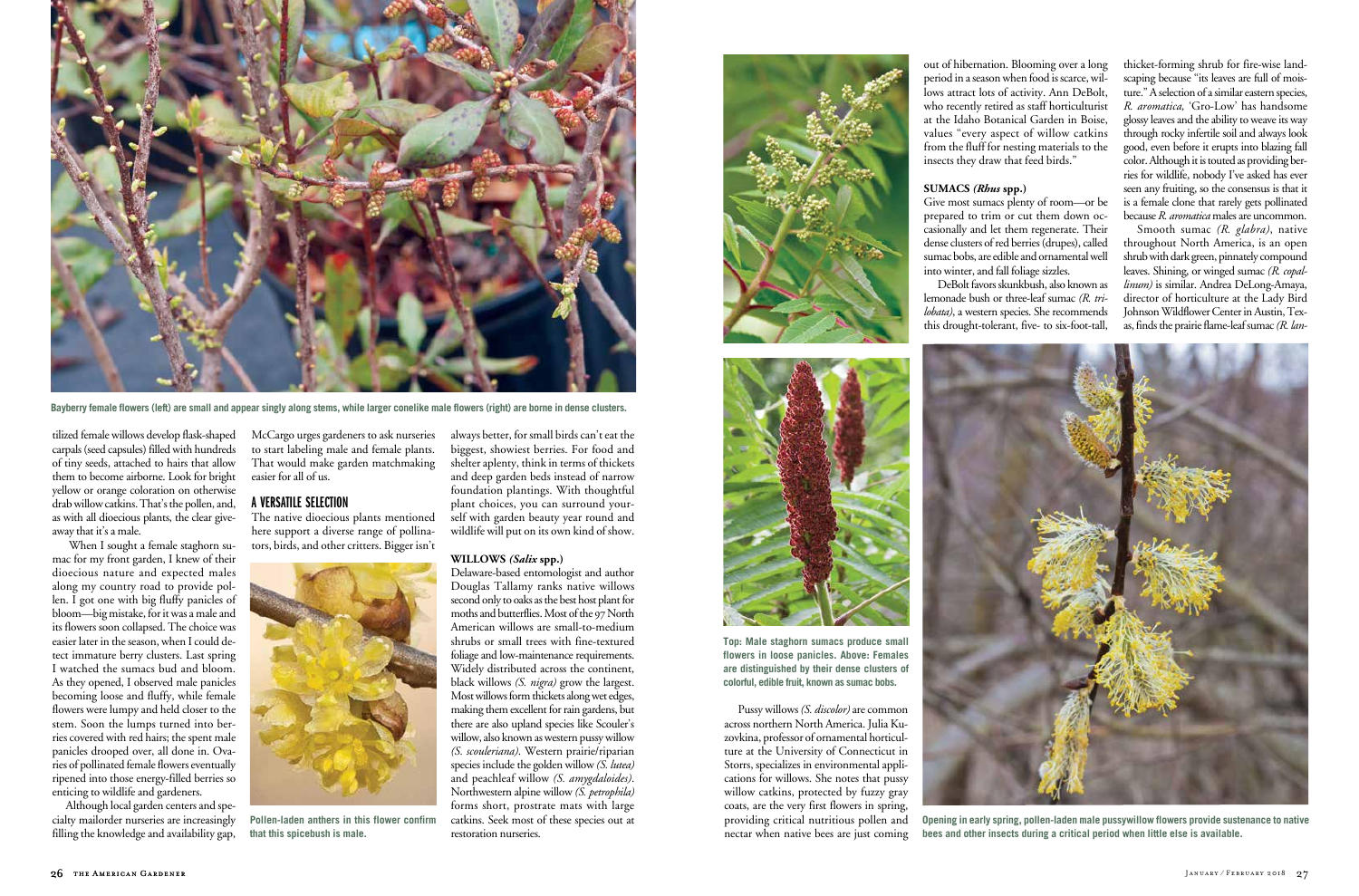Bayberry female flowers (left) are small and appear singly along stems, while larger conelike male flowers (right) are borne in dense clusters.

tilized female willows develop flask-shaped carpals (seed capsules) filled with hundreds of tiny seeds, attached to hairs that allow them to become airborne. Look for bright yellow or orange coloration on otherwise drab willow catkins. That's the pollen, and, as with all dioecious plants, the clear giveaway that it's a male.

When I sought a female staghorn sumac for my front garden, I knew of their dioecious nature and expected males along my country road to provide pollen. I got one with big fluffy panicles of bloom—big mistake, for it was a male and its flowers soon collapsed. The choice was easier later in the season, when I could detect immature berry clusters. Last spring I watched the sumacs bud and bloom. As they opened, I observed male panicles becoming loose and fluffy, while female flowers were lumpy and held closer to the stem. Soon the lumps turned into berries covered with red hairs; the spent male panicles drooped over, all done in. Ovaries of pollinated female flowers eventually ripened into those energy-filled berries so enticing to wildlife and gardeners.

Although local garden centers and specialty mailorder nurseries are increasingly filling the knowledge and availability gap, McCargo urges gardeners to ask nurseries to start labeling male and female plants. That would make garden matchmaking easier for all of us.

## A VERSATILE SELECTION

The native dioecious plants mentioned here support a diverse range of pollinators, birds, and other critters. Bigger isn't always better, for small birds can't eat the biggest, showiest berries. For food and shelter aplenty, think in terms of thickets and deep garden beds instead of narrow foundation plantings. With thoughtful plant choices, you can surround yourself with garden beauty year round and wildlife will put on its own kind of show.

Pollen-laden anthers in this flower confirm that this spicebush is male.

### WILLOWS *(Salix* spp.)

Delaware-based entomologist and author Douglas Tallamy ranks native willows second only to oaks as the best host plant for moths and butterflies. Most of the 97 North American willows are small-to-medium shrubs or small trees with fine-textured foliage and low-maintenance requirements. Widely distributed across the continent, black willows *(S. nigra)* grow the largest. Most willows form thickets along wet edges, making them excellent for rain gardens, but there are also upland species like Scouler's willow, also known as western pussy willow *(S. scouleriana)*. Western prairie/riparian species include the golden willow *(S. lutea)* and peachleaf willow *(S. amygdaloides)*. Northwestern alpine willow *(S. petrophila)* forms short, prostrate mats with large catkins. Seek most of these species out at restoration nurseries.

Top: Male staghorn sumacs produce small flowers in loose panicles. Above: Females are distinguished by their dense clusters of colorful, edible fruit, known as sumac bobs.

Pussy willows *(S. discolor)* are common across northern North America. Julia Kuzovkina, professor of ornamental horticulture at the University of Connecticut in Storrs, specializes in environmental applications for willows. She notes that pussy willow catkins, protected by fuzzy gray coats, are the very first flowers in spring, providing critical nutritious pollen and nectar when native bees are just coming out of hibernation. Blooming over a long period in a season when food is scarce, willows attract lots of activity. Ann DeBolt, who recently retired as staff horticulturist at the Idaho Botanical Garden in Boise, values "every aspect of willow catkins from the fluff for nesting materials to the insects they draw that feed birds."

### SUMACS *(Rhus* spp.)

Give most sumacs plenty of room—or be prepared to trim or cut them down occasionally and let them regenerate. Their dense clusters of red berries (drupes), called sumac bobs, are edible and ornamental well into winter, and fall foliage sizzles.

DeBolt favors skunkbush, also known as lemonade bush or three-leaf sumac *(R. trilobata)*, a western species. She recommends this drought-tolerant, five- to six-foot-tall, thicket-forming shrub for fire-wise landscaping because "its leaves are full of moisture." A selection of a similar eastern species, *R. aromatica,* 'Gro-Low' has handsome glossy leaves and the ability to weave its way through rocky infertile soil and always look good, even before it erupts into blazing fall color. Although it is touted as providing berries for wildlife, nobody I've asked has ever seen any fruiting, so the consensus is that it is a female clone that rarely gets pollinated because *R. aromatica* males are uncommon.

Smooth sumac *(R. glabra)*, native throughout North America, is an open shrub with dark green, pinnately compound leaves. Shining, or winged sumac *(R. copallinum)* is similar. Andrea DeLong-Amaya, director of horticulture at the Lady Bird Johnson Wildflower Center in Austin, Texas, finds the prairie flame-leaf sumac *(R. lan-*

Opening in early spring, pollen-laden male pussywillow flowers provide sustenance to native bees and other insects during a critical period when little else is available.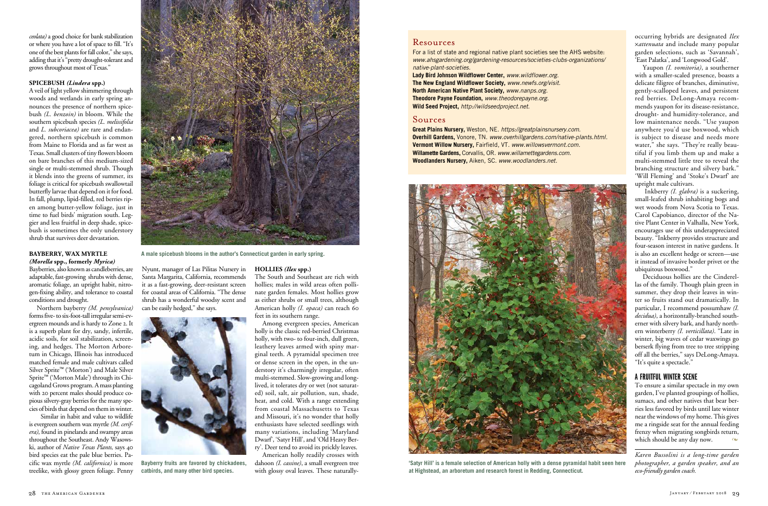*ceolata)* a good choice for bank stabilization or where you have a lot of space to fill. "It's one of the best plants for fall color," she says, adding that it's "pretty drought-tolerant and grows throughout most of Texas."

#### SPICEBUSH *(Lindera* spp.)

A veil of light yellow shimmering through woods and wetlands in early spring announces the presence of northern spicebush *(L. benzoin)* in bloom. While the southern spicebush species *(L. melissifolia* and *L. subcoriacea)* are rare and endangered, northern spicebush is common from Maine to Florida and as far west as Texas. Small clusters of tiny flowers bloom on bare branches of this medium-sized single or multi-stemmed shrub. Though it blends into the greens of summer, its foliage is critical for spicebush swallowtail butterfly larvae that depend on it for food. In fall, plump, lipid-filled, red berries ripen among butter-yellow foliage, just in time to fuel birds' migration south. Leggier and less fruitful in deep shade, spicebush is sometimes the only understory shrub that survives deer devastation.

A male spicebush blooms in the author's Connecticut garden in early spring.

#### BAYBERRY, WAX MYRTLE *(Morella* spp., formerly *Myrica)*

Bayberries, also known as candleberries, are adaptable, fast-growing shrubs with dense, aromatic foliage, an upright habit, nitrogen-fixing ability, and tolerance to coastal conditions and drought.

Northern bayberry *(M. pensylvanica)* forms five- to six-foot-tall irregular semi-evergreen mounds and is hardy to Zone 2. It is a superb plant for dry, sandy, infertile, acidic soils, for soil stabilization, screening, and hedges. The Morton Arboretum in Chicago, Illinois has introduced matched female and male cultivars called Silver Sprite™ ('Morton') and Male Silver Sprite™ ('Morton Male') through its Chicagoland Grows program. A mass planting with 20 percent males should produce copious silvery-gray berries for the many species of birds that depend on them in winter.

Similar in habit and value to wildlife is evergreen southern wax myrtle *(M. cerifera)*, found in pinelands and swampy areas throughout the Southeast. Andy Wasowski, author of *Native Texas Plants,* says 40 bird species eat the pale blue berries. Pacific wax myrtle *(M. californica)* is more treelike, with glossy green foliage. Penny Nyunt, manager of Las Pilitas Nursery in Santa Margarita, California, recommends it as a fast-growing, deer-resistant screen for coastal areas of California. "The dense shrub has a wonderful woodsy scent and can be easily hedged," she says.

Bayberry fruits are favored by chickadees, catbirds, and many other bird species.

#### HOLLIES *(Ilex* spp.)

The South and Southeast are rich with hollies; males in wild areas often pollinate garden females. Most hollies grow as either shrubs or small trees, although American holly *(I. opaca)* can reach 60 feet in its southern range.

Among evergreen species, American holly is the classic red-berried Christmas holly, with two- to four-inch, dull green, leathery leaves armed with spiny marginal teeth. A pyramidal specimen tree or dense screen in the open, in the understory it's charmingly irregular, often multi-stemmed. Slow-growing and long-lived, it tolerates dry or wet (not saturated) soil, salt, air pollution, sun, shade, heat, and cold. With a range extending from coastal Massachusetts to Texas and Missouri, it's no wonder that holly enthusiasts have selected seedlings with many variations, including 'Maryland Dwarf', 'Satyr Hill', and 'Old Heavy Berry'. Deer tend to avoid its prickly leaves.

American holly readily crosses with dahoon *(I. cassine)*, a small evergreen tree with glossy oval leaves. These naturally-occurring hybrids are designated *Ilex ×attenuata* and include many popular garden selections, such as 'Savannah', 'East Palatka', and 'Longwood Gold'.

Yaupon *(I. vomitoria)*, a southerner with a smaller-scaled presence, boasts a delicate filigree of branches, diminutive, gently-scalloped leaves, and persistent red berries. DeLong-Amaya recommends yaupon for its disease-resistance, drought- and humidity-tolerance, and low maintenance needs. "Use yaupon anywhere you'd use boxwood, which is subject to disease and needs more water," she says. "They're really beautiful if you limb them up and make a multi-stemmed little tree to reveal the branching structure and silvery bark." 'Will Fleming' and 'Stoke's Dwarf' are upright male cultivars.

Inkberry *(I. glabra)* is a suckering, small-leafed shrub inhabiting bogs and wet woods from Nova Scotia to Texas. Carol Capobianco, director of the Native Plant Center in Valhalla, New York, encourages use of this underappreciated beauty. "Inkberry provides structure and four-season interest in native gardens. It is also an excellent hedge or screen—use it instead of invasive border privet or the ubiquitous boxwood."

Deciduous hollies are the Cinderellas of the family. Though plain green in summer, they drop their leaves in winter so fruits stand out dramatically. In particular, I recommend possumhaw *(I. decidua)*, a horizontally-branched southerner with silvery bark, and hardy northern winterberry *(I. verticillata)*. "Late in winter, big waves of cedar waxwings go berserk flying from tree to tree stripping off all the berries," says DeLong-Amaya. "It's quite a spectacle."

### A FRUITFUL WINTER SCENE

To ensure a similar spectacle in my own garden, I've planted groupings of hollies, sumacs, and other natives that bear berries less favored by birds until late winter near the windows of my home. This gives me a ringside seat for the annual feeding frenzy when migrating songbirds return, which should be any day now.

*Karen Bussolini is a long-time garden photographer, a garden speaker, and an eco-friendly garden coach.*

'Satyr Hill' is a female selection of American holly with a dense pyramidal habit seen here at Highstead, an arboretum and research forest in Redding, Connecticut.

## Resources

For a list of state and regional native plant societies see the AHS website: *www.ahsgardening.org/gardening-resources/societies-clubs-organizations/native-plant-societies.*

**Lady Bird Johnson Wildflower Center,** *www.wildflower.org.*
**The New England Wildflower Society,** *www.newfs.org/visit.*
**North American Native Plant Society,** *www.nanps.org.*
**Theodore Payne Foundation,** *www.theodorepayne.org.*
**Wild Seed Project,** *http://wildseedproject.net.*

## Sources

**Great Plains Nursery,** Weston, NE. *https://greatplainsnursery.com.*
**Overhill Gardens,** Vonore, TN. *www.overhillgardens.com/native-plants.html.*
**Vermont Willow Nursery,** Fairfield, VT. *www.willowsvermont.com.*
**Willamette Gardens,** Corvallis, OR. *www.willamettegardens.com.*
**Woodlanders Nursery,** Aiken, SC. *www.woodlanders.net.*